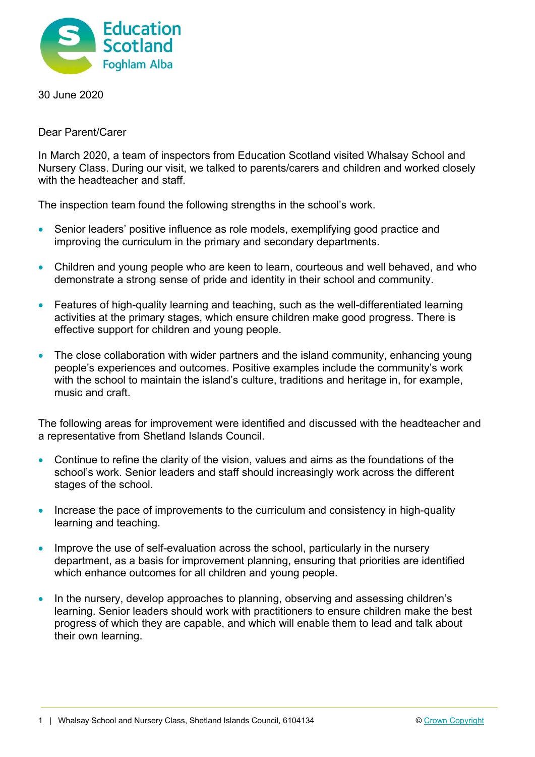Education Scotland
Foghlam Alba

30 June 2020

Dear Parent/Carer

In March 2020, a team of inspectors from Education Scotland visited Whalsay School and Nursery Class. During our visit, we talked to parents/carers and children and worked closely with the headteacher and staff.

The inspection team found the following strengths in the school's work.

- Senior leaders' positive influence as role models, exemplifying good practice and improving the curriculum in the primary and secondary departments.
- Children and young people who are keen to learn, courteous and well behaved, and who demonstrate a strong sense of pride and identity in their school and community.
- Features of high-quality learning and teaching, such as the well-differentiated learning activities at the primary stages, which ensure children make good progress. There is effective support for children and young people.
- The close collaboration with wider partners and the island community, enhancing young people's experiences and outcomes. Positive examples include the community's work with the school to maintain the island's culture, traditions and heritage in, for example, music and craft.

The following areas for improvement were identified and discussed with the headteacher and a representative from Shetland Islands Council.

- Continue to refine the clarity of the vision, values and aims as the foundations of the school's work. Senior leaders and staff should increasingly work across the different stages of the school.
- Increase the pace of improvements to the curriculum and consistency in high-quality learning and teaching.
- Improve the use of self-evaluation across the school, particularly in the nursery department, as a basis for improvement planning, ensuring that priorities are identified which enhance outcomes for all children and young people.
- In the nursery, develop approaches to planning, observing and assessing children's learning. Senior leaders should work with practitioners to ensure children make the best progress of which they are capable, and which will enable them to lead and talk about their own learning.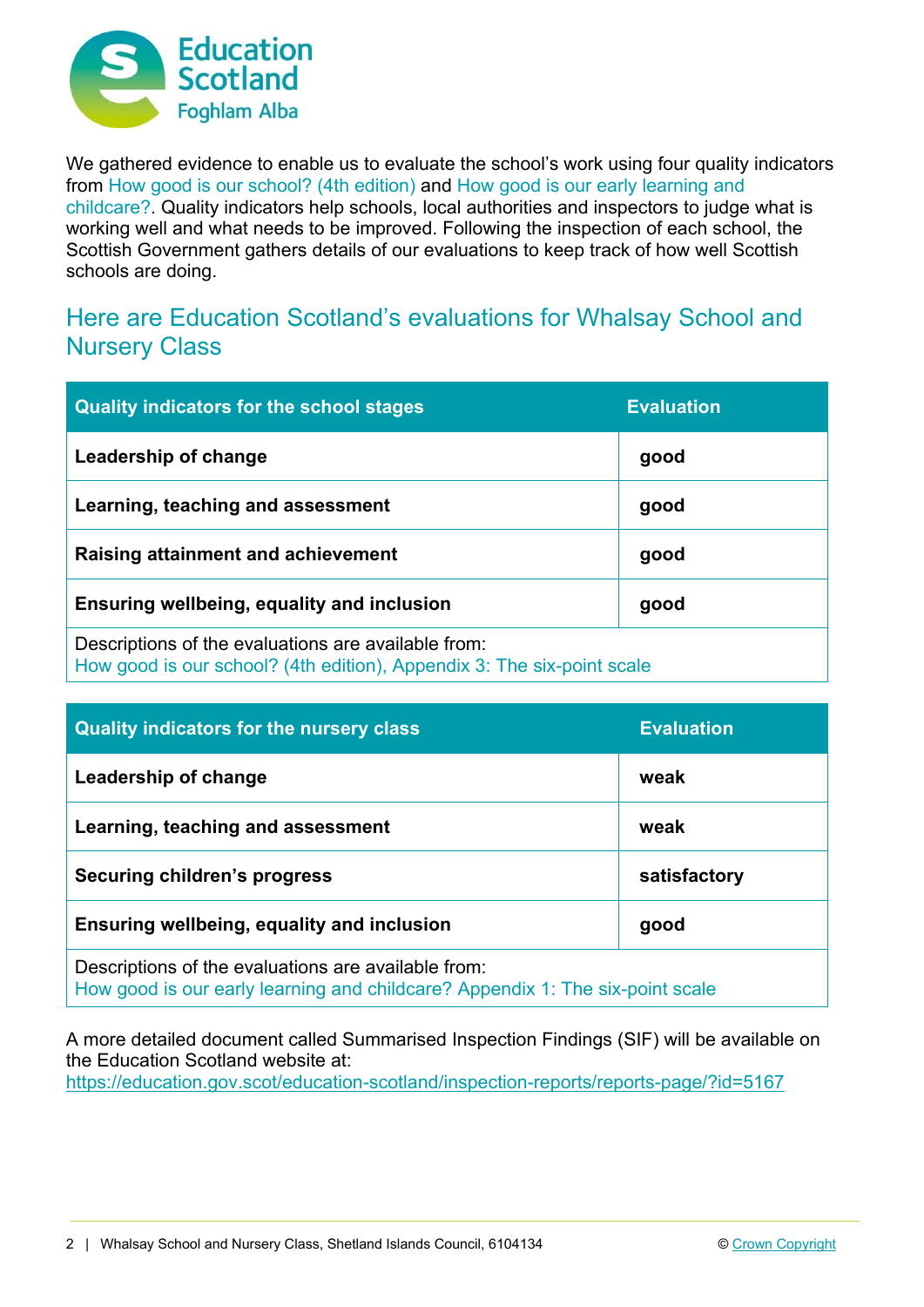We gathered evidence to enable us to evaluate the school's work using four quality indicators from How good is our school? (4th edition) and How good is our early learning and childcare?. Quality indicators help schools, local authorities and inspectors to judge what is working well and what needs to be improved. Following the inspection of each school, the Scottish Government gathers details of our evaluations to keep track of how well Scottish schools are doing.

## Here are Education Scotland's evaluations for Whalsay School and Nursery Class

| Quality indicators for the school stages | Evaluation |
|---|---|
| **Leadership of change** | **good** |
| **Learning, teaching and assessment** | **good** |
| **Raising attainment and achievement** | **good** |
| **Ensuring wellbeing, equality and inclusion** | **good** |
| Descriptions of the evaluations are available from: How good is our school? (4th edition), Appendix 3: The six-point scale | |

| Quality indicators for the nursery class | Evaluation |
|---|---|
| **Leadership of change** | **weak** |
| **Learning, teaching and assessment** | **weak** |
| **Securing children's progress** | **satisfactory** |
| **Ensuring wellbeing, equality and inclusion** | **good** |
| Descriptions of the evaluations are available from: How good is our early learning and childcare? Appendix 1: The six-point scale | |

A more detailed document called Summarised Inspection Findings (SIF) will be available on the Education Scotland website at: https://education.gov.scot/education-scotland/inspection-reports/reports-page/?id=5167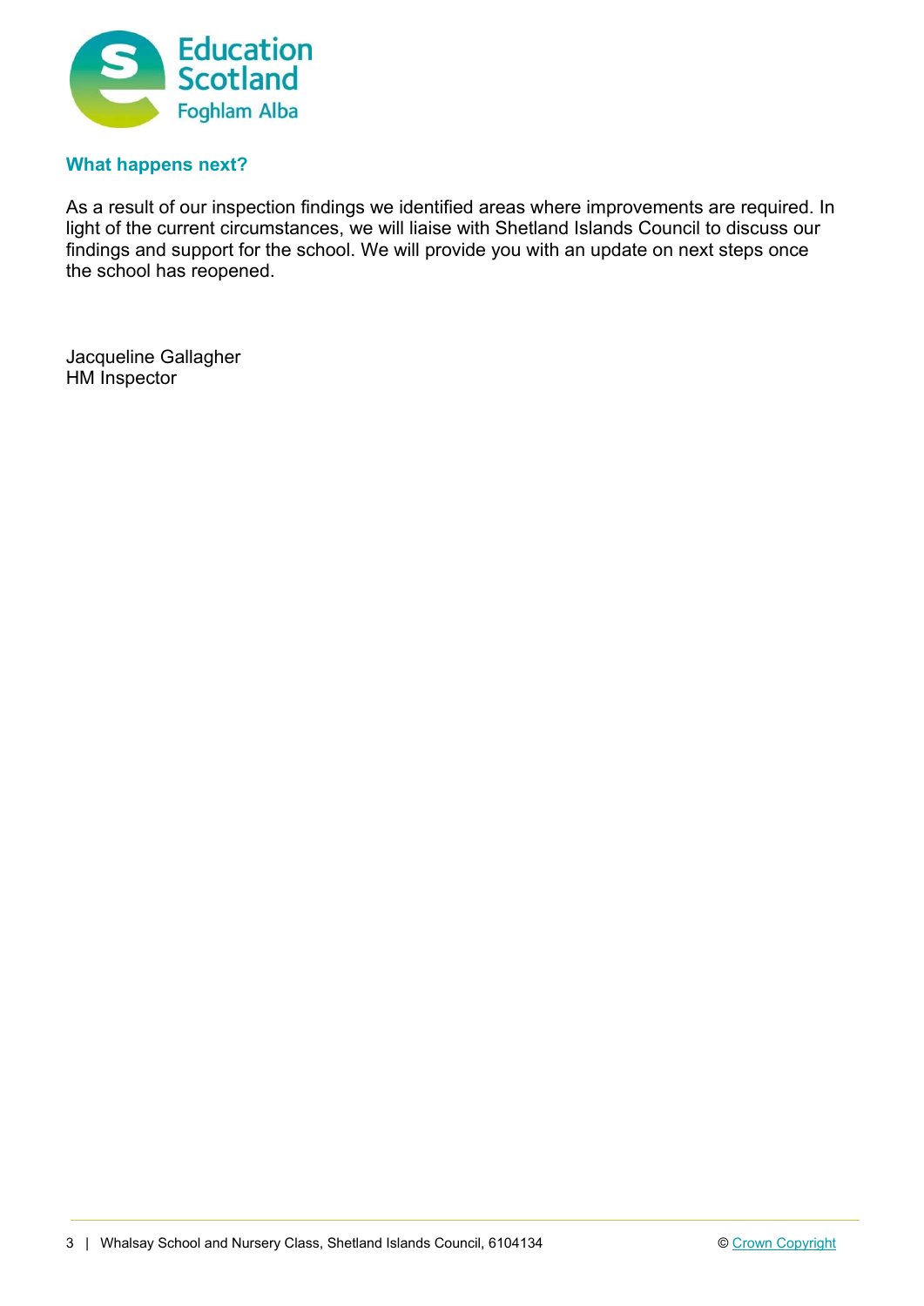## What happens next?

As a result of our inspection findings we identified areas where improvements are required. In light of the current circumstances, we will liaise with Shetland Islands Council to discuss our findings and support for the school. We will provide you with an update on next steps once the school has reopened.

Jacqueline Gallagher
HM Inspector